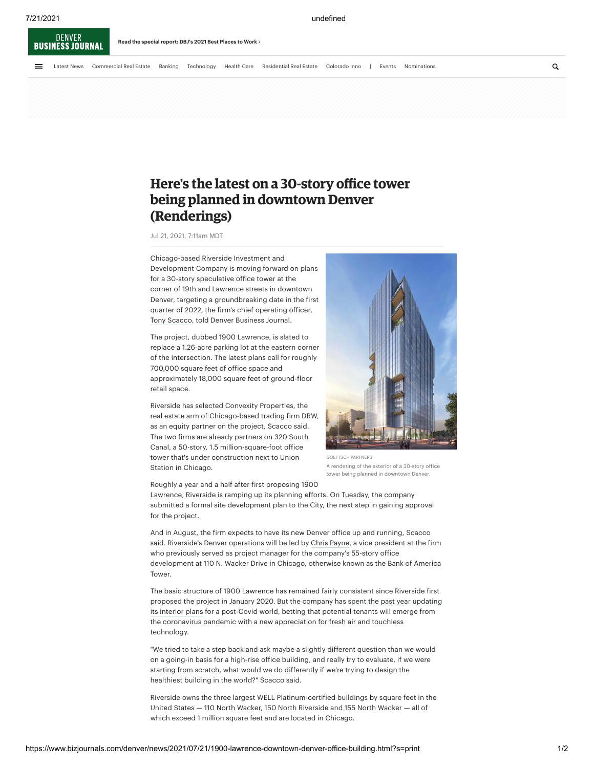# Here's the latest on a 30-story office tower being planned in downtown Denver (Renderings)

Jul 21, 2021, 7:11am MDT

Chicago-based Riverside Investment and Development Company is moving forward on plans for a 30-story speculative office tower at the corner of 19th and Lawrence streets in downtown Denver, targeting a groundbreaking date in the first quarter of 2022, the firm's chief operating officer, Tony Scacco, told Denver Business Journal.

GOETTSCH PARTNERS
A rendering of the exterior of a 30-story office tower being planned in downtown Denver.

The project, dubbed 1900 Lawrence, is slated to replace a 1.26-acre parking lot at the eastern corner of the intersection. The latest plans call for roughly 700,000 square feet of office space and approximately 18,000 square feet of ground-floor retail space.

Riverside has selected Convexity Properties, the real estate arm of Chicago-based trading firm DRW, as an equity partner on the project, Scacco said. The two firms are already partners on 320 South Canal, a 50-story, 1.5 million-square-foot office tower that's under construction next to Union Station in Chicago.

Roughly a year and a half after first proposing 1900 Lawrence, Riverside is ramping up its planning efforts. On Tuesday, the company submitted a formal site development plan to the City, the next step in gaining approval for the project.

And in August, the firm expects to have its new Denver office up and running, Scacco said. Riverside's Denver operations will be led by Chris Payne, a vice president at the firm who previously served as project manager for the company's 55-story office development at 110 N. Wacker Drive in Chicago, otherwise known as the Bank of America Tower.

The basic structure of 1900 Lawrence has remained fairly consistent since Riverside first proposed the project in January 2020. But the company has spent the past year updating its interior plans for a post-Covid world, betting that potential tenants will emerge from the coronavirus pandemic with a new appreciation for fresh air and touchless technology.

"We tried to take a step back and ask maybe a slightly different question than we would on a going-in basis for a high-rise office building, and really try to evaluate, if we were starting from scratch, what would we do differently if we're trying to design the healthiest building in the world?" Scacco said.

Riverside owns the three largest WELL Platinum-certified buildings by square feet in the United States — 110 North Wacker, 150 North Riverside and 155 North Wacker — all of which exceed 1 million square feet and are located in Chicago.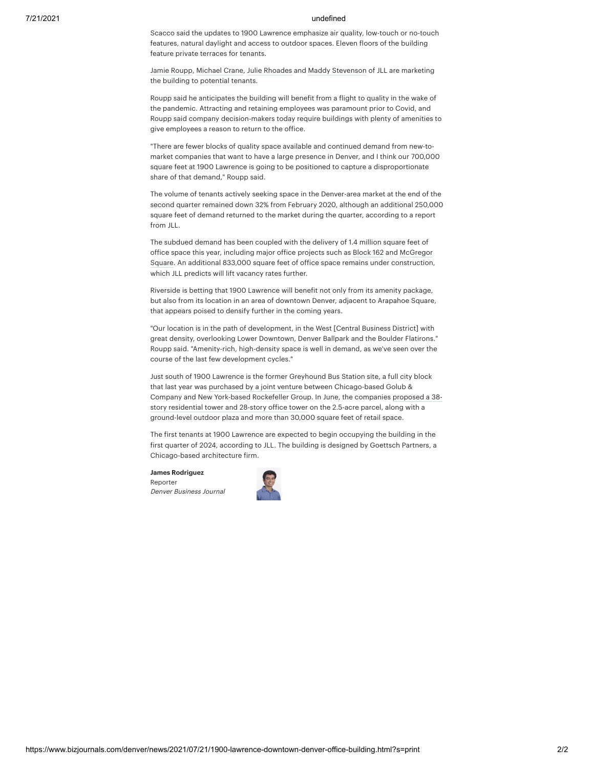Scacco said the updates to 1900 Lawrence emphasize air quality, low-touch or no-touch features, natural daylight and access to outdoor spaces. Eleven floors of the building feature private terraces for tenants.

Jamie Roupp, Michael Crane, Julie Rhoades and Maddy Stevenson of JLL are marketing the building to potential tenants.

Roupp said he anticipates the building will benefit from a flight to quality in the wake of the pandemic. Attracting and retaining employees was paramount prior to Covid, and Roupp said company decision-makers today require buildings with plenty of amenities to give employees a reason to return to the office.

"There are fewer blocks of quality space available and continued demand from new-to-market companies that want to have a large presence in Denver, and I think our 700,000 square feet at 1900 Lawrence is going to be positioned to capture a disproportionate share of that demand," Roupp said.

The volume of tenants actively seeking space in the Denver-area market at the end of the second quarter remained down 32% from February 2020, although an additional 250,000 square feet of demand returned to the market during the quarter, according to a report from JLL.

The subdued demand has been coupled with the delivery of 1.4 million square feet of office space this year, including major office projects such as Block 162 and McGregor Square. An additional 833,000 square feet of office space remains under construction, which JLL predicts will lift vacancy rates further.

Riverside is betting that 1900 Lawrence will benefit not only from its amenity package, but also from its location in an area of downtown Denver, adjacent to Arapahoe Square, that appears poised to densify further in the coming years.

"Our location is in the path of development, in the West [Central Business District] with great density, overlooking Lower Downtown, Denver Ballpark and the Boulder Flatirons." Roupp said. "Amenity-rich, high-density space is well in demand, as we've seen over the course of the last few development cycles."

Just south of 1900 Lawrence is the former Greyhound Bus Station site, a full city block that last year was purchased by a joint venture between Chicago-based Golub & Company and New York-based Rockefeller Group. In June, the companies proposed a 38-story residential tower and 28-story office tower on the 2.5-acre parcel, along with a ground-level outdoor plaza and more than 30,000 square feet of retail space.

The first tenants at 1900 Lawrence are expected to begin occupying the building in the first quarter of 2024, according to JLL. The building is designed by Goettsch Partners, a Chicago-based architecture firm.

**James Rodriguez**
Reporter
*Denver Business Journal*